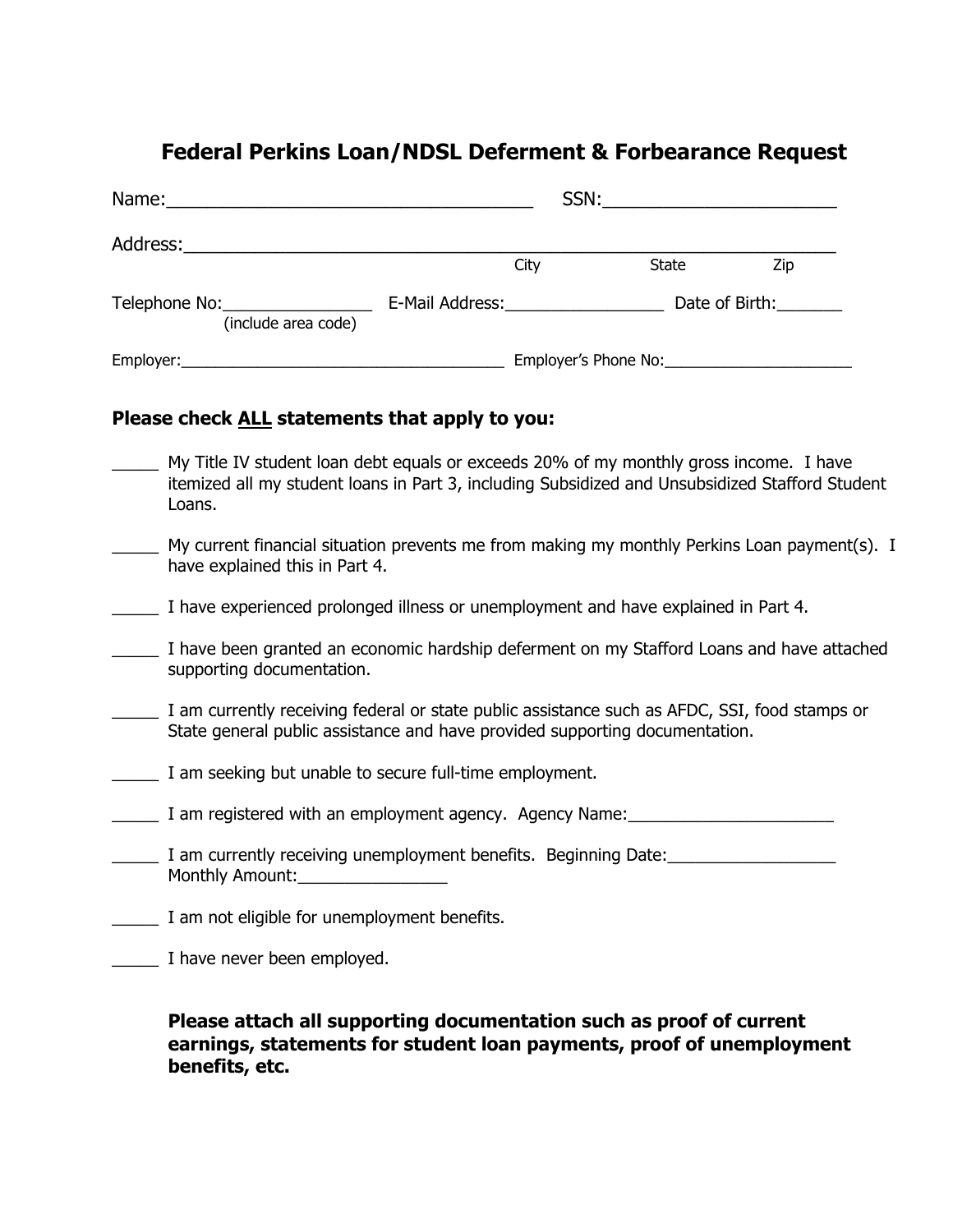# Federal Perkins Loan/NDSL Deferment & Forbearance Request

Name:____________________________________ SSN:_______________________

Address:_______________________________________________________________

City State Zip

Telephone No:________________ (include area code) E-Mail Address:_________________ Date of Birth:_______

Employer:_______________________________________ Employer's Phone No:______________________

**Please check ALL statements that apply to you:**

_____ My Title IV student loan debt equals or exceeds 20% of my monthly gross income. I have itemized all my student loans in Part 3, including Subsidized and Unsubsidized Stafford Student Loans.

_____ My current financial situation prevents me from making my monthly Perkins Loan payment(s). I have explained this in Part 4.

_____ I have experienced prolonged illness or unemployment and have explained in Part 4.

_____ I have been granted an economic hardship deferment on my Stafford Loans and have attached supporting documentation.

_____ I am currently receiving federal or state public assistance such as AFDC, SSI, food stamps or State general public assistance and have provided supporting documentation.

_____ I am seeking but unable to secure full-time employment.

_____ I am registered with an employment agency. Agency Name:______________________

_____ I am currently receiving unemployment benefits. Beginning Date:__________________ Monthly Amount:________________

_____ I am not eligible for unemployment benefits.

_____ I have never been employed.

**Please attach all supporting documentation such as proof of current earnings, statements for student loan payments, proof of unemployment benefits, etc.**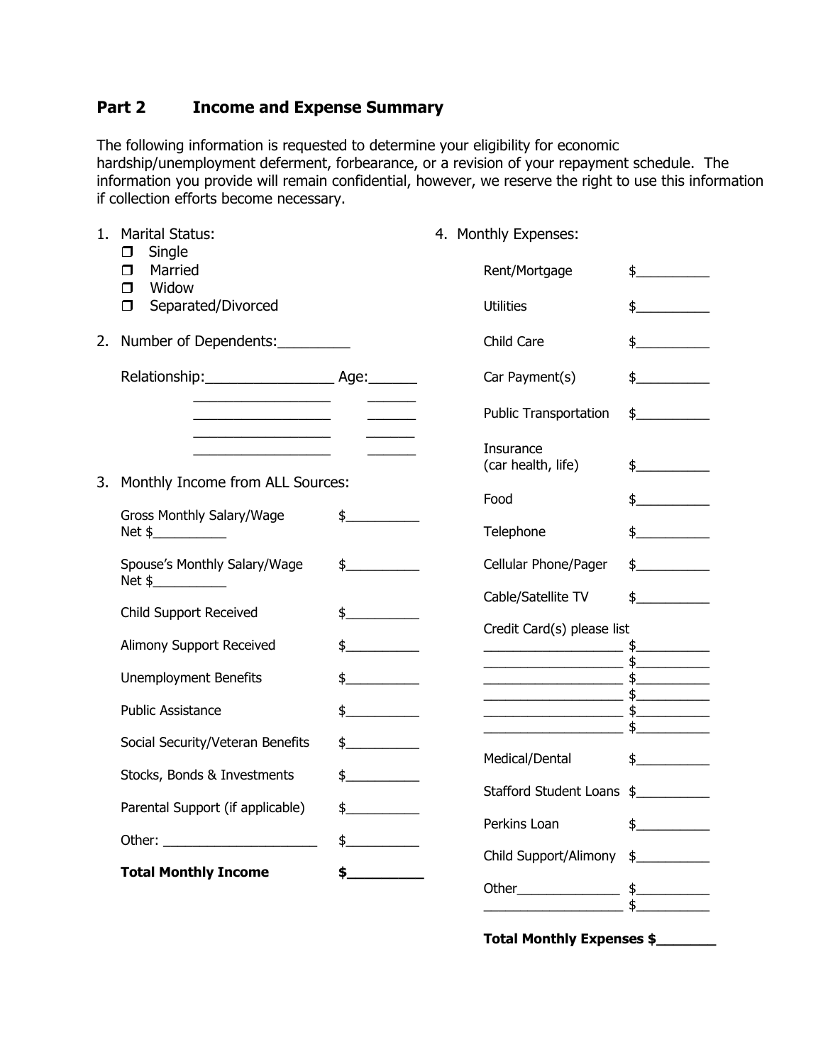## Part 2 Income and Expense Summary

The following information is requested to determine your eligibility for economic hardship/unemployment deferment, forbearance, or a revision of your repayment schedule. The information you provide will remain confidential, however, we reserve the right to use this information if collection efforts become necessary.

1. Marital Status:
   - ☐ Single
   - ☐ Married
   - ☐ Widow
   - ☐ Separated/Divorced

2. Number of Dependents:_________

   Relationship:________________ Age:______

   ________________ ______

   ________________ ______

   ________________ ______

3. Monthly Income from ALL Sources:

| | |
|---|---|
| Gross Monthly Salary/Wage Net $__________ | $__________ |
| Spouse's Monthly Salary/Wage Net $__________ | $__________ |
| Child Support Received | $__________ |
| Alimony Support Received | $__________ |
| Unemployment Benefits | $__________ |
| Public Assistance | $__________ |
| Social Security/Veteran Benefits | $__________ |
| Stocks, Bonds & Investments | $__________ |
| Parental Support (if applicable) | $__________ |
| Other: ____________________ | $__________ |
| **Total Monthly Income** | **$__________** |

4. Monthly Expenses:

| | |
|---|---|
| Rent/Mortgage | $__________ |
| Utilities | $__________ |
| Child Care | $__________ |
| Car Payment(s) | $__________ |
| Public Transportation | $__________ |
| Insurance (car health, life) | $__________ |
| Food | $__________ |
| Telephone | $__________ |
| Cellular Phone/Pager | $__________ |
| Cable/Satellite TV | $__________ |
| Credit Card(s) please list | |
| __________________ | $__________ |
| __________________ | $__________ |
| __________________ | $__________ |
| __________________ | $__________ |
| __________________ | $__________ |
| __________________ | $__________ |
| Medical/Dental | $__________ |
| Stafford Student Loans | $__________ |
| Perkins Loan | $__________ |
| Child Support/Alimony | $__________ |
| Other______________ | $__________ |
| __________________ | $__________ |

**Total Monthly Expenses $_______**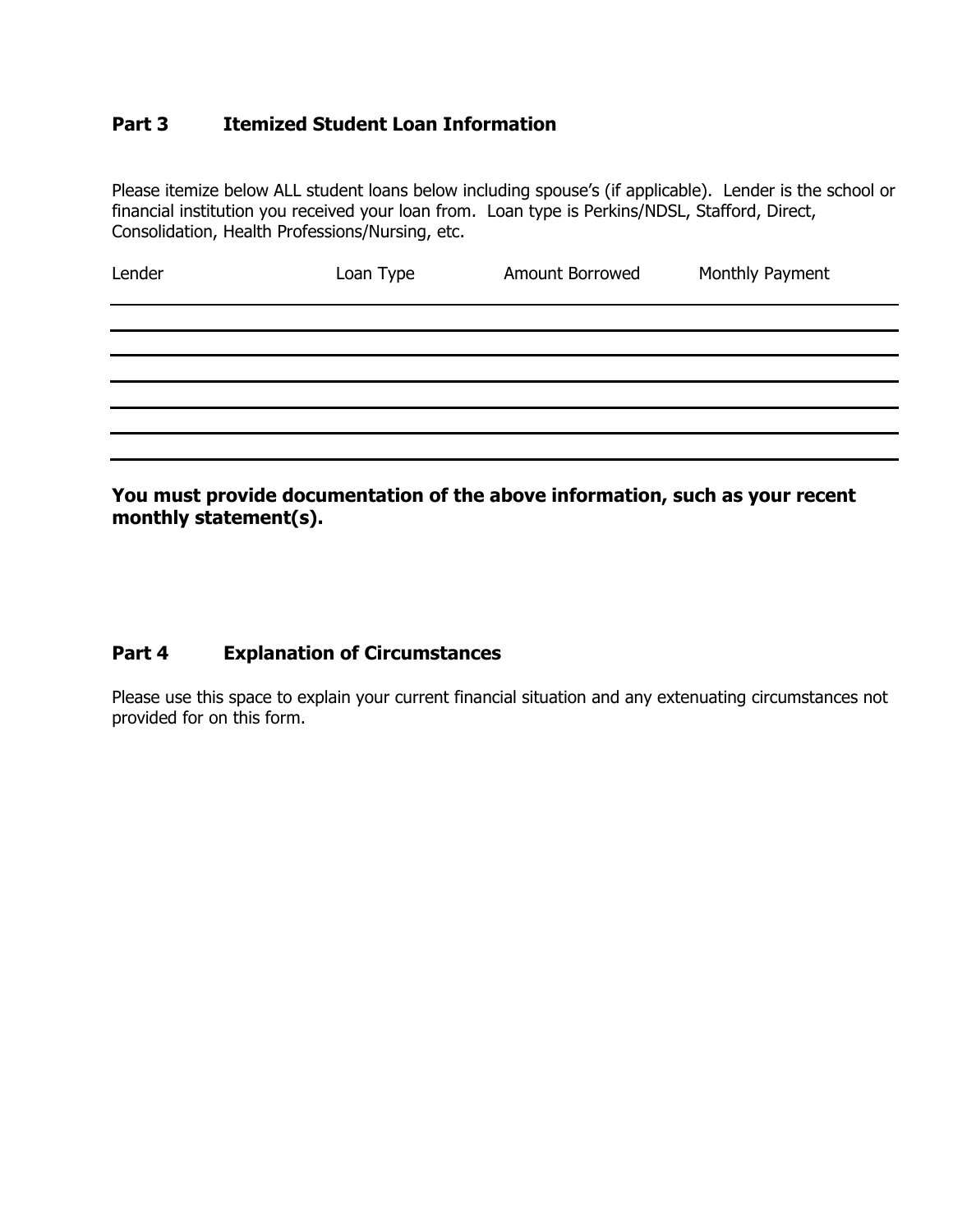## Part 3 Itemized Student Loan Information

Please itemize below ALL student loans below including spouse's (if applicable). Lender is the school or financial institution you received your loan from. Loan type is Perkins/NDSL, Stafford, Direct, Consolidation, Health Professions/Nursing, etc.

| Lender | Loan Type | Amount Borrowed | Monthly Payment |
|---|---|---|---|
| | | | |
| | | | |
| | | | |
| | | | |
| | | | |
| | | | |

**You must provide documentation of the above information, such as your recent monthly statement(s).**

## Part 4 Explanation of Circumstances

Please use this space to explain your current financial situation and any extenuating circumstances not provided for on this form.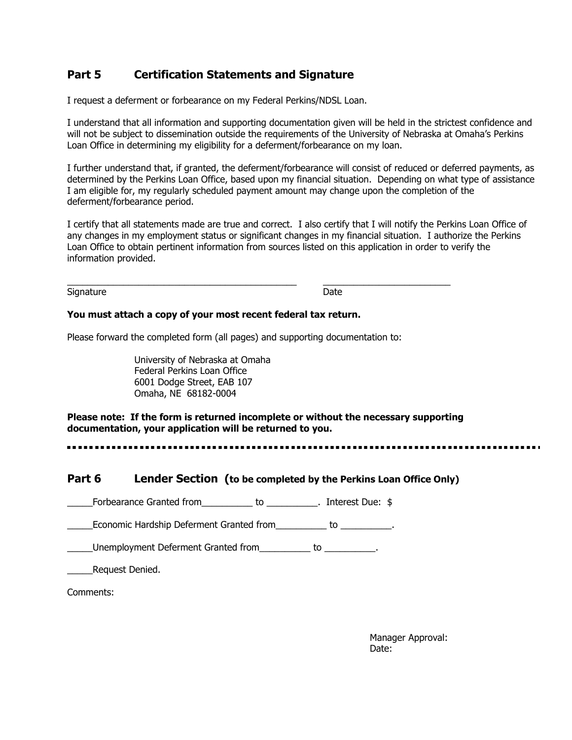## Part 5 Certification Statements and Signature

I request a deferment or forbearance on my Federal Perkins/NDSL Loan.

I understand that all information and supporting documentation given will be held in the strictest confidence and will not be subject to dissemination outside the requirements of the University of Nebraska at Omaha's Perkins Loan Office in determining my eligibility for a deferment/forbearance on my loan.

I further understand that, if granted, the deferment/forbearance will consist of reduced or deferred payments, as determined by the Perkins Loan Office, based upon my financial situation. Depending on what type of assistance I am eligible for, my regularly scheduled payment amount may change upon the completion of the deferment/forbearance period.

I certify that all statements made are true and correct. I also certify that I will notify the Perkins Loan Office of any changes in my employment status or significant changes in my financial situation. I authorize the Perkins Loan Office to obtain pertinent information from sources listed on this application in order to verify the information provided.

_______________________________________________ __________________________

Signature Date

**You must attach a copy of your most recent federal tax return.**

Please forward the completed form (all pages) and supporting documentation to:

University of Nebraska at Omaha
Federal Perkins Loan Office
6001 Dodge Street, EAB 107
Omaha, NE 68182-0004

**Please note: If the form is returned incomplete or without the necessary supporting documentation, your application will be returned to you.**

---

## Part 6 Lender Section (to be completed by the Perkins Loan Office Only)

_____Forbearance Granted from__________ to __________. Interest Due: $

_____Economic Hardship Deferment Granted from__________ to __________.

_____Unemployment Deferment Granted from__________ to __________.

_____Request Denied.

Comments:

Manager Approval:
Date: